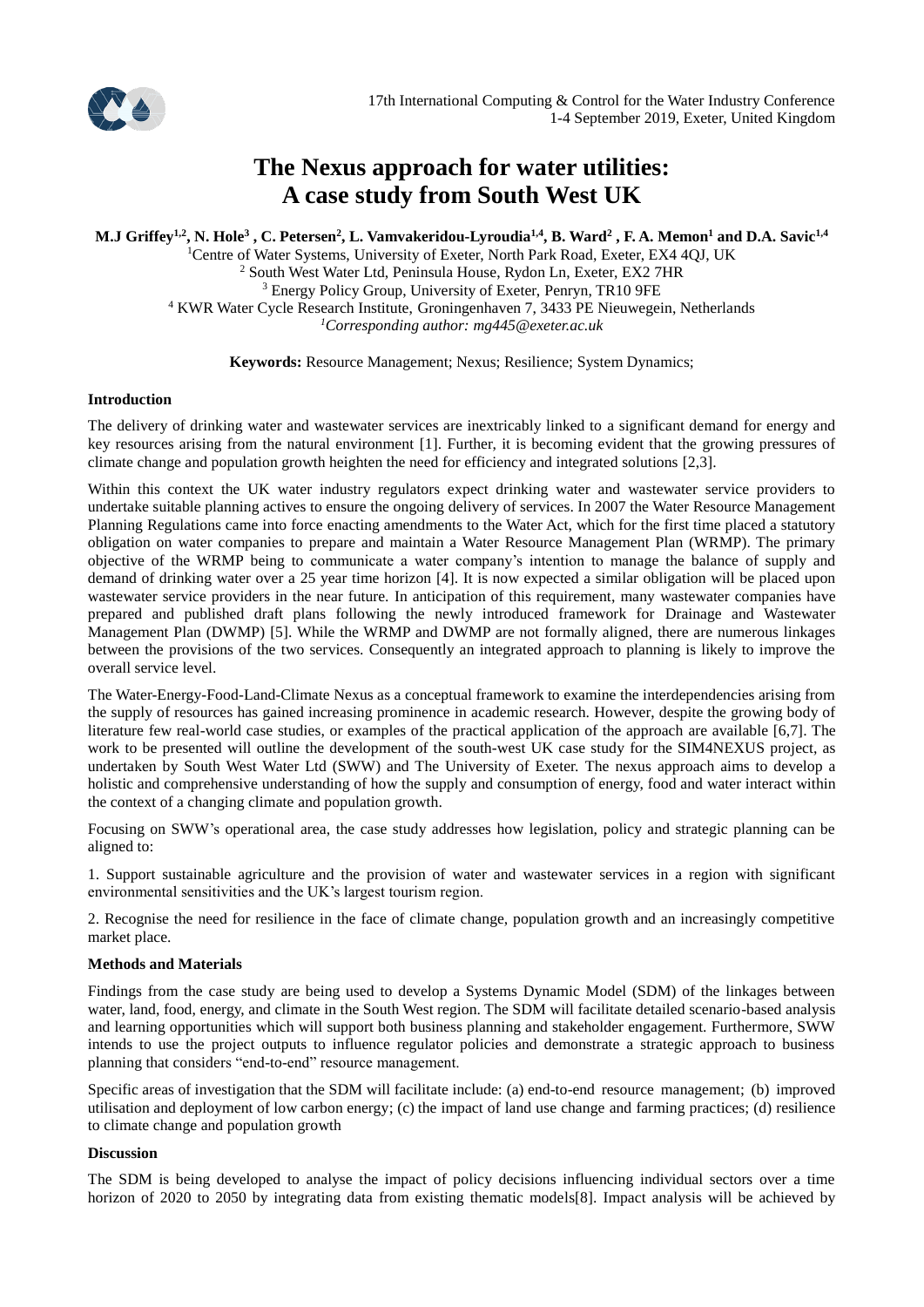# The Nexus approach for water utilities: A case study from South West UK

**M.J Griffey[1,2], N. Hole[3], C. Petersen[2], L. Vamvakeridou-Lyroudia[1,4], B. Ward[2], F. A. Memon[1] and D.A. Savic[1,4]**

[1]Centre of Water Systems, University of Exeter, North Park Road, Exeter, EX4 4QJ, UK
[2] South West Water Ltd, Peninsula House, Rydon Ln, Exeter, EX2 7HR
[3] Energy Policy Group, University of Exeter, Penryn, TR10 9FE
[4] KWR Water Cycle Research Institute, Groningenhaven 7, 3433 PE Nieuwegein, Netherlands
[1]*Corresponding author: mg445@exeter.ac.uk*

**Keywords:** Resource Management; Nexus; Resilience; System Dynamics;

## Introduction

The delivery of drinking water and wastewater services are inextricably linked to a significant demand for energy and key resources arising from the natural environment [1]. Further, it is becoming evident that the growing pressures of climate change and population growth heighten the need for efficiency and integrated solutions [2,3].

Within this context the UK water industry regulators expect drinking water and wastewater service providers to undertake suitable planning actives to ensure the ongoing delivery of services. In 2007 the Water Resource Management Planning Regulations came into force enacting amendments to the Water Act, which for the first time placed a statutory obligation on water companies to prepare and maintain a Water Resource Management Plan (WRMP). The primary objective of the WRMP being to communicate a water company's intention to manage the balance of supply and demand of drinking water over a 25 year time horizon [4]. It is now expected a similar obligation will be placed upon wastewater service providers in the near future. In anticipation of this requirement, many wastewater companies have prepared and published draft plans following the newly introduced framework for Drainage and Wastewater Management Plan (DWMP) [5]. While the WRMP and DWMP are not formally aligned, there are numerous linkages between the provisions of the two services. Consequently an integrated approach to planning is likely to improve the overall service level.

The Water-Energy-Food-Land-Climate Nexus as a conceptual framework to examine the interdependencies arising from the supply of resources has gained increasing prominence in academic research. However, despite the growing body of literature few real-world case studies, or examples of the practical application of the approach are available [6,7]. The work to be presented will outline the development of the south-west UK case study for the SIM4NEXUS project, as undertaken by South West Water Ltd (SWW) and The University of Exeter. The nexus approach aims to develop a holistic and comprehensive understanding of how the supply and consumption of energy, food and water interact within the context of a changing climate and population growth.

Focusing on SWW's operational area, the case study addresses how legislation, policy and strategic planning can be aligned to:

1. Support sustainable agriculture and the provision of water and wastewater services in a region with significant environmental sensitivities and the UK's largest tourism region.

2. Recognise the need for resilience in the face of climate change, population growth and an increasingly competitive market place.

## Methods and Materials

Findings from the case study are being used to develop a Systems Dynamic Model (SDM) of the linkages between water, land, food, energy, and climate in the South West region. The SDM will facilitate detailed scenario-based analysis and learning opportunities which will support both business planning and stakeholder engagement. Furthermore, SWW intends to use the project outputs to influence regulator policies and demonstrate a strategic approach to business planning that considers "end-to-end" resource management.

Specific areas of investigation that the SDM will facilitate include: (a) end-to-end resource management; (b) improved utilisation and deployment of low carbon energy; (c) the impact of land use change and farming practices; (d) resilience to climate change and population growth

## Discussion

The SDM is being developed to analyse the impact of policy decisions influencing individual sectors over a time horizon of 2020 to 2050 by integrating data from existing thematic models[8]. Impact analysis will be achieved by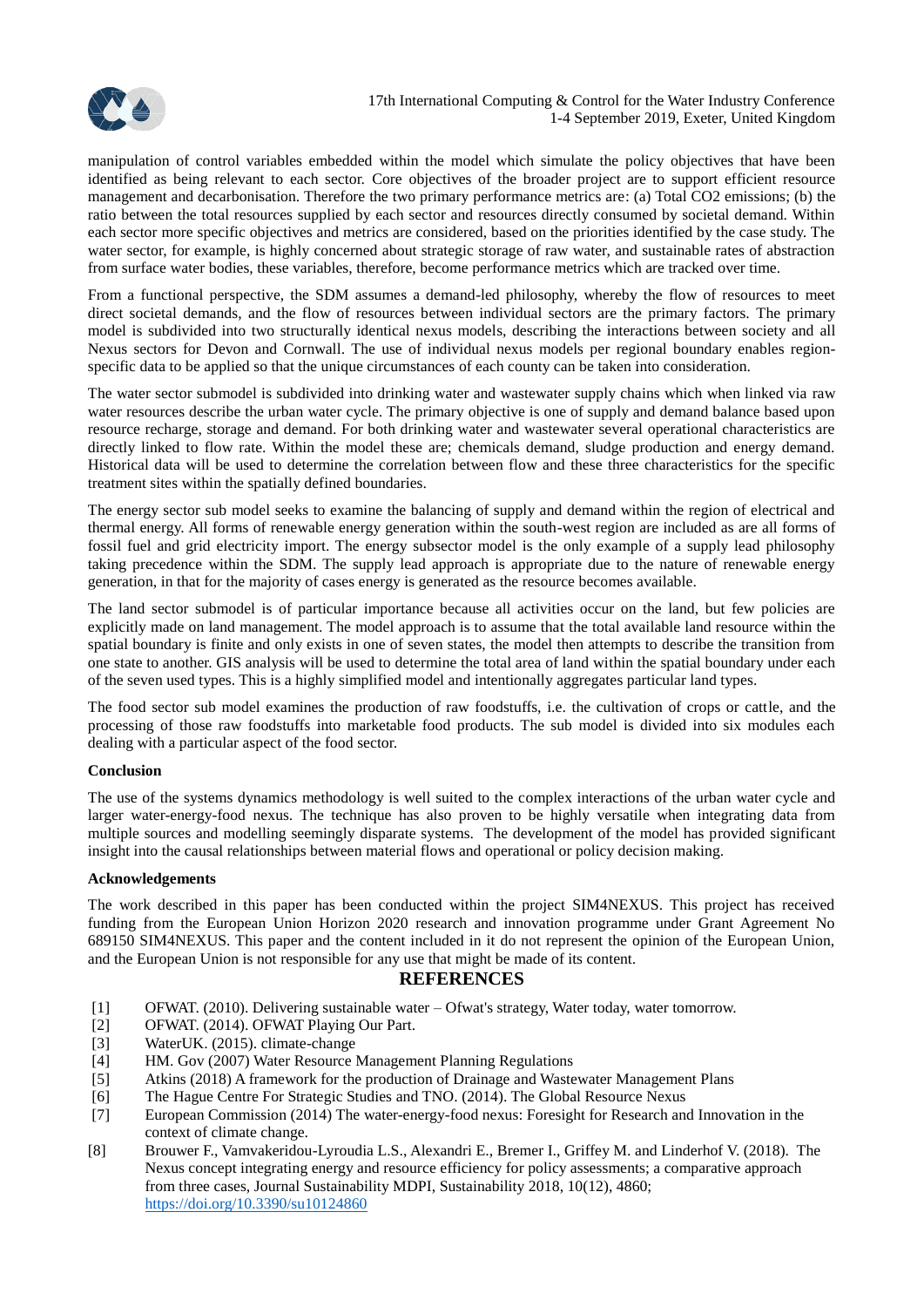manipulation of control variables embedded within the model which simulate the policy objectives that have been identified as being relevant to each sector. Core objectives of the broader project are to support efficient resource management and decarbonisation. Therefore the two primary performance metrics are: (a) Total $CO_2$ emissions; (b) the ratio between the total resources supplied by each sector and resources directly consumed by societal demand. Within each sector more specific objectives and metrics are considered, based on the priorities identified by the case study. The water sector, for example, is highly concerned about strategic storage of raw water, and sustainable rates of abstraction from surface water bodies, these variables, therefore, become performance metrics which are tracked over time.

From a functional perspective, the SDM assumes a demand-led philosophy, whereby the flow of resources to meet direct societal demands, and the flow of resources between individual sectors are the primary factors. The primary model is subdivided into two structurally identical nexus models, describing the interactions between society and all Nexus sectors for Devon and Cornwall. The use of individual nexus models per regional boundary enables region-specific data to be applied so that the unique circumstances of each county can be taken into consideration.

The water sector submodel is subdivided into drinking water and wastewater supply chains which when linked via raw water resources describe the urban water cycle. The primary objective is one of supply and demand balance based upon resource recharge, storage and demand. For both drinking water and wastewater several operational characteristics are directly linked to flow rate. Within the model these are; chemicals demand, sludge production and energy demand. Historical data will be used to determine the correlation between flow and these three characteristics for the specific treatment sites within the spatially defined boundaries.

The energy sector sub model seeks to examine the balancing of supply and demand within the region of electrical and thermal energy. All forms of renewable energy generation within the south-west region are included as are all forms of fossil fuel and grid electricity import. The energy subsector model is the only example of a supply lead philosophy taking precedence within the SDM. The supply lead approach is appropriate due to the nature of renewable energy generation, in that for the majority of cases energy is generated as the resource becomes available.

The land sector submodel is of particular importance because all activities occur on the land, but few policies are explicitly made on land management. The model approach is to assume that the total available land resource within the spatial boundary is finite and only exists in one of seven states, the model then attempts to describe the transition from one state to another. GIS analysis will be used to determine the total area of land within the spatial boundary under each of the seven used types. This is a highly simplified model and intentionally aggregates particular land types.

The food sector sub model examines the production of raw foodstuffs, i.e. the cultivation of crops or cattle, and the processing of those raw foodstuffs into marketable food products. The sub model is divided into six modules each dealing with a particular aspect of the food sector.

**Conclusion**

The use of the systems dynamics methodology is well suited to the complex interactions of the urban water cycle and larger water-energy-food nexus. The technique has also proven to be highly versatile when integrating data from multiple sources and modelling seemingly disparate systems. The development of the model has provided significant insight into the causal relationships between material flows and operational or policy decision making.

**Acknowledgements**

The work described in this paper has been conducted within the project SIM4NEXUS. This project has received funding from the European Union Horizon 2020 research and innovation programme under Grant Agreement No 689150 SIM4NEXUS. This paper and the content included in it do not represent the opinion of the European Union, and the European Union is not responsible for any use that might be made of its content.

## REFERENCES

[1] OFWAT. (2010). Delivering sustainable water – Ofwat's strategy, Water today, water tomorrow.

[2] OFWAT. (2014). OFWAT Playing Our Part.

[3] WaterUK. (2015). climate-change

[4] HM. Gov (2007) Water Resource Management Planning Regulations

[5] Atkins (2018) A framework for the production of Drainage and Wastewater Management Plans

[6] The Hague Centre For Strategic Studies and TNO. (2014). The Global Resource Nexus

[7] European Commission (2014) The water-energy-food nexus: Foresight for Research and Innovation in the context of climate change.

[8] Brouwer F., Vamvakeridou-Lyroudia L.S., Alexandri E., Bremer I., Griffey M. and Linderhof V. (2018). The Nexus concept integrating energy and resource efficiency for policy assessments; a comparative approach from three cases, Journal Sustainability MDPI, Sustainability 2018, 10(12), 4860; https://doi.org/10.3390/su10124860